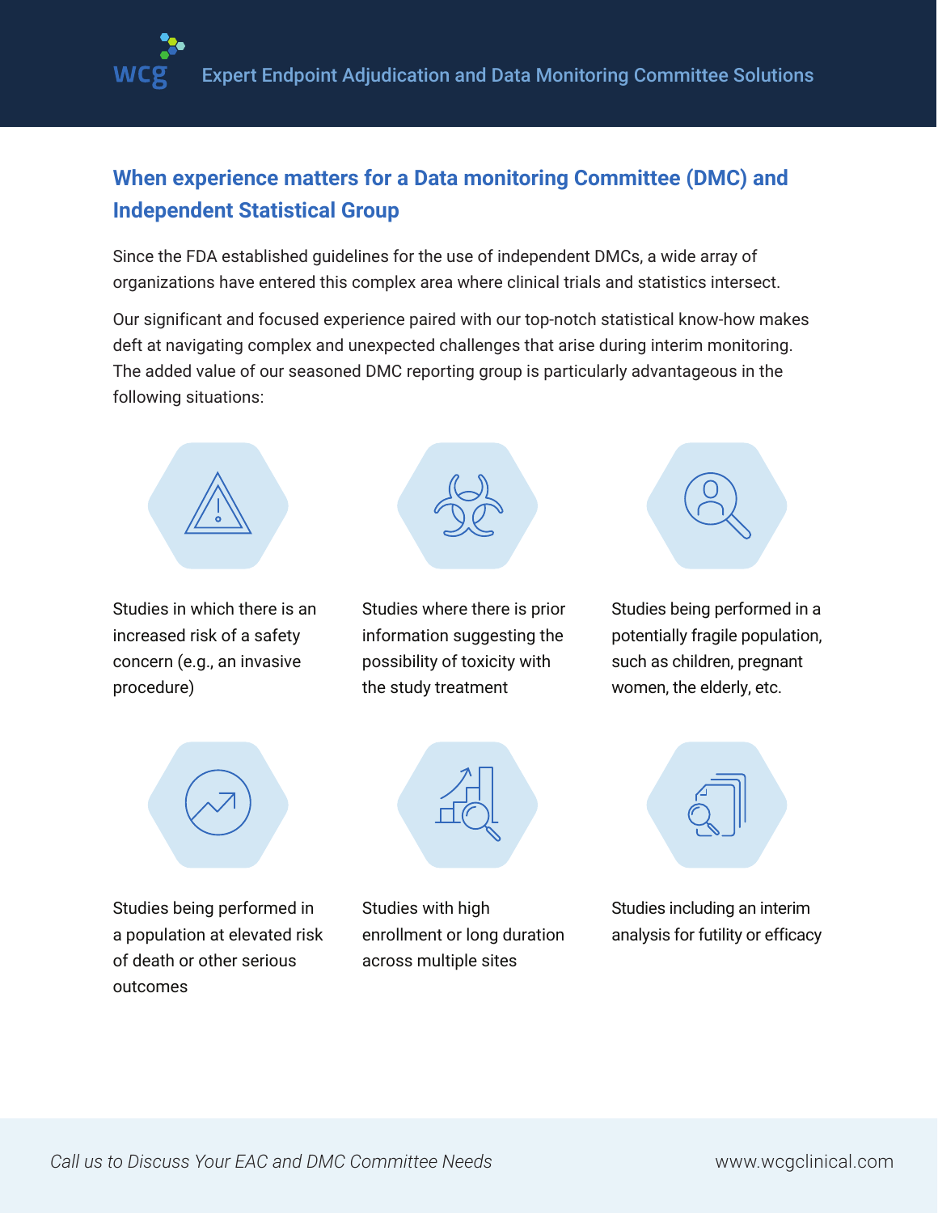Expert Endpoint Adjudication and Data Monitoring Committee Solutions

## When experience matters for a Data monitoring Committee (DMC) and Independent Statistical Group

Since the FDA established guidelines for the use of independent DMCs, a wide array of organizations have entered this complex area where clinical trials and statistics intersect.

Our significant and focused experience paired with our top-notch statistical know-how makes deft at navigating complex and unexpected challenges that arise during interim monitoring. The added value of our seasoned DMC reporting group is particularly advantageous in the following situations:

- Studies in which there is an increased risk of a safety concern (e.g., an invasive procedure)
- Studies where there is prior information suggesting the possibility of toxicity with the study treatment
- Studies being performed in a potentially fragile population, such as children, pregnant women, the elderly, etc.
- Studies being performed in a population at elevated risk of death or other serious outcomes
- Studies with high enrollment or long duration across multiple sites
- Studies including an interim analysis for futility or efficacy

*Call us to Discuss Your EAC and DMC Committee Needs*

www.wcgclinical.com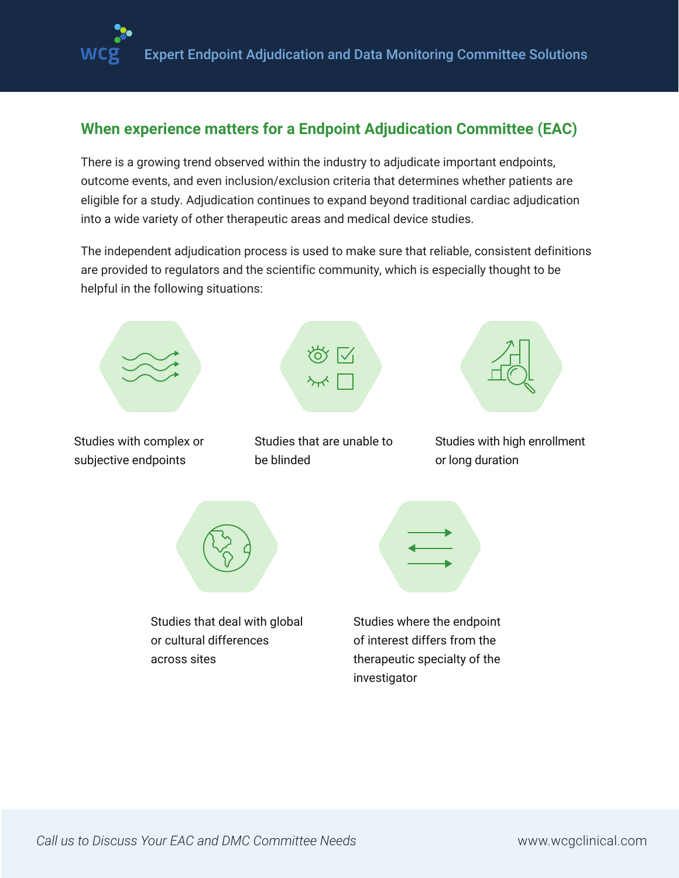## When experience matters for a Endpoint Adjudication Committee (EAC)

There is a growing trend observed within the industry to adjudicate important endpoints, outcome events, and even inclusion/exclusion criteria that determines whether patients are eligible for a study. Adjudication continues to expand beyond traditional cardiac adjudication into a wide variety of other therapeutic areas and medical device studies.

The independent adjudication process is used to make sure that reliable, consistent definitions are provided to regulators and the scientific community, which is especially thought to be helpful in the following situations:

- Studies with complex or subjective endpoints
- Studies that are unable to be blinded
- Studies with high enrollment or long duration
- Studies that deal with global or cultural differences across sites
- Studies where the endpoint of interest differs from the therapeutic specialty of the investigator

*Call us to Discuss Your EAC and DMC Committee Needs*

www.wcgclinical.com